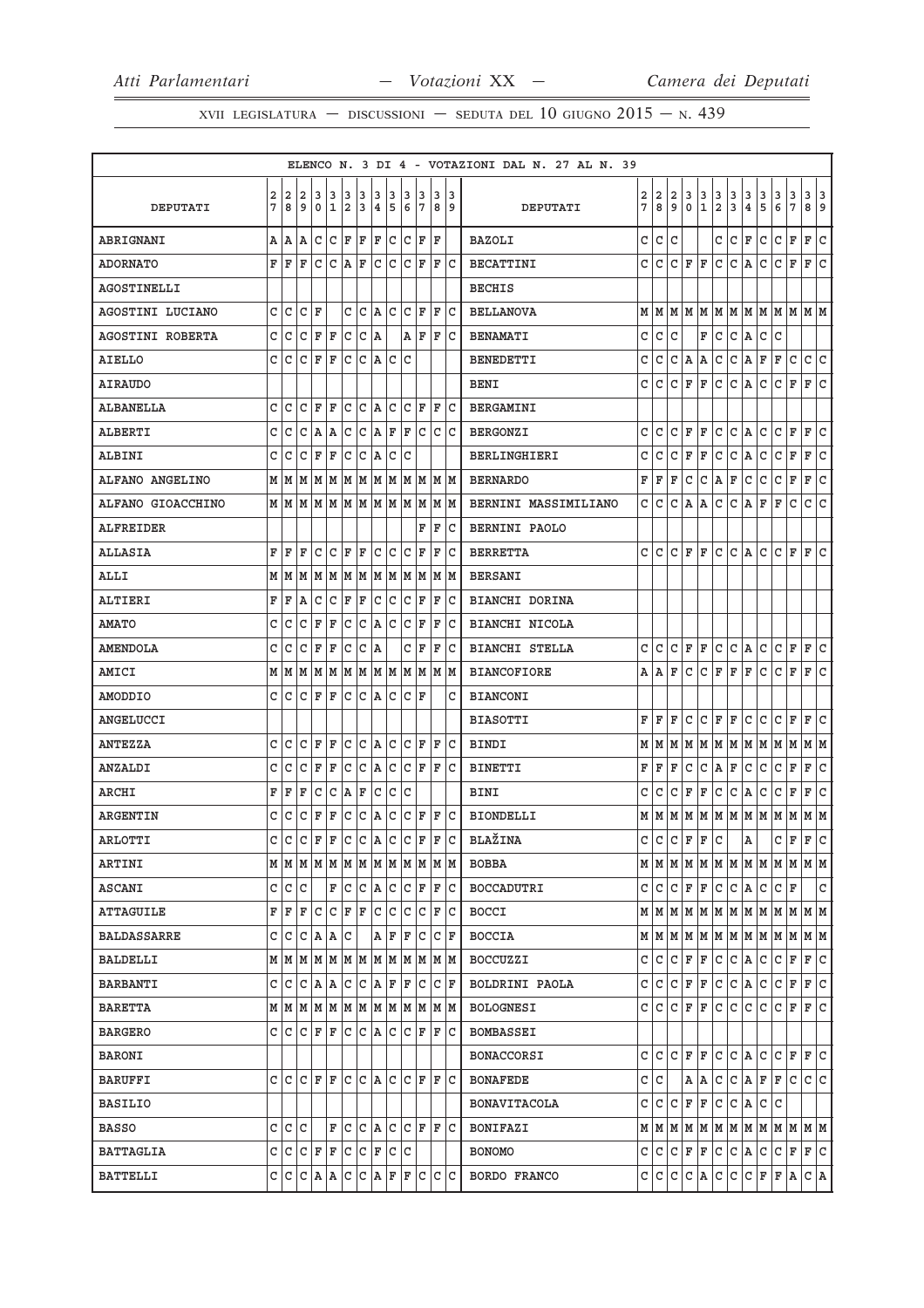ELENCO N. 3 DI 4 - VOTAZIONI DAL N. 27 AL N. 39

| DEPUTATI | 27 | 28 | 29 | 30 | 31 | 32 | 33 | 34 | 35 | 36 | 37 | 38 | 39 |
|---|---|---|---|---|---|---|---|---|---|---|---|---|---|
| ABRIGNANI | A | A | A | C | C | F | F | F | C | C | F | F | |
| ADORNATO | F | F | F | C | C | A | F | C | C | C | F | F | C |
| AGOSTINELLI | | | | | | | | | | | | | |
| AGOSTINI LUCIANO | C | C | C | F | | C | C | A | C | C | F | F | C |
| AGOSTINI ROBERTA | C | C | C | F | F | C | C | A | | A | F | F | C |
| AIELLO | C | C | C | F | F | C | C | A | C | C | | | |
| AIRAUDO | | | | | | | | | | | | | |
| ALBANELLA | C | C | C | F | F | C | C | A | C | C | F | F | C |
| ALBERTI | C | C | C | A | A | C | C | A | F | F | C | C | C |
| ALBINI | C | C | C | F | F | C | C | A | C | C | | | |
| ALFANO ANGELINO | M | M | M | M | M | M | M | M | M | M | M | M | M |
| ALFANO GIOACCHINO | M | M | M | M | M | M | M | M | M | M | M | M | M |
| ALFREIDER | | | | | | | | | | | F | F | C |
| ALLASIA | F | F | F | C | C | F | F | C | C | C | F | F | C |
| ALLI | M | M | M | M | M | M | M | M | M | M | M | M | M |
| ALTIERI | F | F | A | C | C | F | F | C | C | C | F | F | C |
| AMATO | C | C | C | F | F | C | C | A | C | C | F | F | C |
| AMENDOLA | C | C | C | F | F | C | C | A | | C | F | F | C |
| AMICI | M | M | M | M | M | M | M | M | M | M | M | M | M |
| AMODDIO | C | C | C | F | F | C | C | A | C | C | F | | C |
| ANGELUCCI | | | | | | | | | | | | | |
| ANTEZZA | C | C | C | F | F | C | C | A | C | C | F | F | C |
| ANZALDI | C | C | C | F | F | C | C | A | C | C | F | F | C |
| ARCHI | F | F | F | C | C | A | F | C | C | C | | | |
| ARGENTIN | C | C | C | F | F | C | C | A | C | C | F | F | C |
| ARLOTTI | C | C | C | F | F | C | C | A | C | C | F | F | C |
| ARTINI | M | M | M | M | M | M | M | M | M | M | M | M | M |
| ASCANI | C | C | C | | F | C | C | A | C | C | F | F | C |
| ATTAGUILE | F | F | F | C | C | F | F | C | C | C | C | F | C |
| BALDASSARRE | C | C | C | A | A | C | | A | F | F | C | C | F |
| BALDELLI | M | M | M | M | M | M | M | M | M | M | M | M | M |
| BARBANTI | C | C | C | A | A | C | C | A | F | F | C | C | F |
| BARETTA | M | M | M | M | M | M | M | M | M | M | M | M | M |
| BARGERO | C | C | C | F | F | C | C | A | C | C | F | F | C |
| BARONI | | | | | | | | | | | | | |
| BARUFFI | C | C | C | F | F | C | C | A | C | C | F | F | C |
| BASILIO | | | | | | | | | | | | | |
| BASSO | C | C | C | | F | C | C | A | C | C | F | F | C |
| BATTAGLIA | C | C | C | F | F | C | C | F | C | C | | | |
| BATTELLI | C | C | C | A | A | C | C | A | F | F | C | C | C |
| BAZOLI | C | C | C | | | C | C | F | C | C | F | F | C |
| BECATTINI | C | C | C | F | F | C | C | A | C | C | F | F | C |
| BECHIS | | | | | | | | | | | | | |
| BELLANOVA | M | M | M | M | M | M | M | M | M | M | M | M | M |
| BENAMATI | C | C | C | | F | C | C | A | C | C | | | |
| BENEDETTI | C | C | C | A | A | C | C | A | F | F | C | C | C |
| BENI | C | C | C | F | F | C | C | A | C | C | F | F | C |
| BERGAMINI | | | | | | | | | | | | | |
| BERGONZI | C | C | C | F | F | C | C | A | C | C | F | F | C |
| BERLINGHIERI | C | C | C | F | F | C | C | A | C | C | F | F | C |
| BERNARDO | F | F | F | C | C | A | F | C | C | C | F | F | C |
| BERNINI MASSIMILIANO | C | C | C | A | A | C | C | A | F | F | C | C | C |
| BERNINI PAOLO | | | | | | | | | | | | | |
| BERRETTA | C | C | C | F | F | C | C | A | C | C | F | F | C |
| BERSANI | | | | | | | | | | | | | |
| BIANCHI DORINA | | | | | | | | | | | | | |
| BIANCHI NICOLA | | | | | | | | | | | | | |
| BIANCHI STELLA | C | C | C | F | F | C | C | A | C | C | F | F | C |
| BIANCOFIORE | A | A | F | C | C | F | F | F | C | C | F | F | C |
| BIANCONI | | | | | | | | | | | | | |
| BIASOTTI | F | F | F | C | C | F | F | C | C | C | F | F | C |
| BINDI | M | M | M | M | M | M | M | M | M | M | M | M | M |
| BINETTI | F | F | F | C | C | A | F | C | C | C | F | F | C |
| BINI | C | C | C | F | F | C | C | A | C | C | F | F | C |
| BIONDELLI | M | M | M | M | M | M | M | M | M | M | M | M | M |
| BLAŽINA | C | C | C | F | F | C | | A | | C | F | F | C |
| BOBBA | M | M | M | M | M | M | M | M | M | M | M | M | M |
| BOCCADUTRI | C | C | C | F | F | C | C | A | C | C | F | | C |
| BOCCI | M | M | M | M | M | M | M | M | M | M | M | M | M |
| BOCCIA | M | M | M | M | M | M | M | M | M | M | M | M | M |
| BOCCUZZI | C | C | C | F | F | C | C | A | C | C | F | F | C |
| BOLDRINI PAOLA | C | C | C | F | F | C | C | A | C | C | F | F | C |
| BOLOGNESI | C | C | C | F | F | C | C | C | C | C | F | F | C |
| BOMBASSEI | | | | | | | | | | | | | |
| BONACCORSI | C | C | C | F | F | C | C | A | C | C | F | F | C |
| BONAFEDE | C | C | | A | A | C | C | A | F | F | C | C | C |
| BONAVITACOLA | C | C | C | F | F | C | C | A | C | C | | | |
| BONIFAZI | M | M | M | M | M | M | M | M | M | M | M | M | M |
| BONOMO | C | C | C | F | F | C | C | A | C | C | F | F | C |
| BORDO FRANCO | C | C | C | C | A | C | C | C | F | F | A | C | A |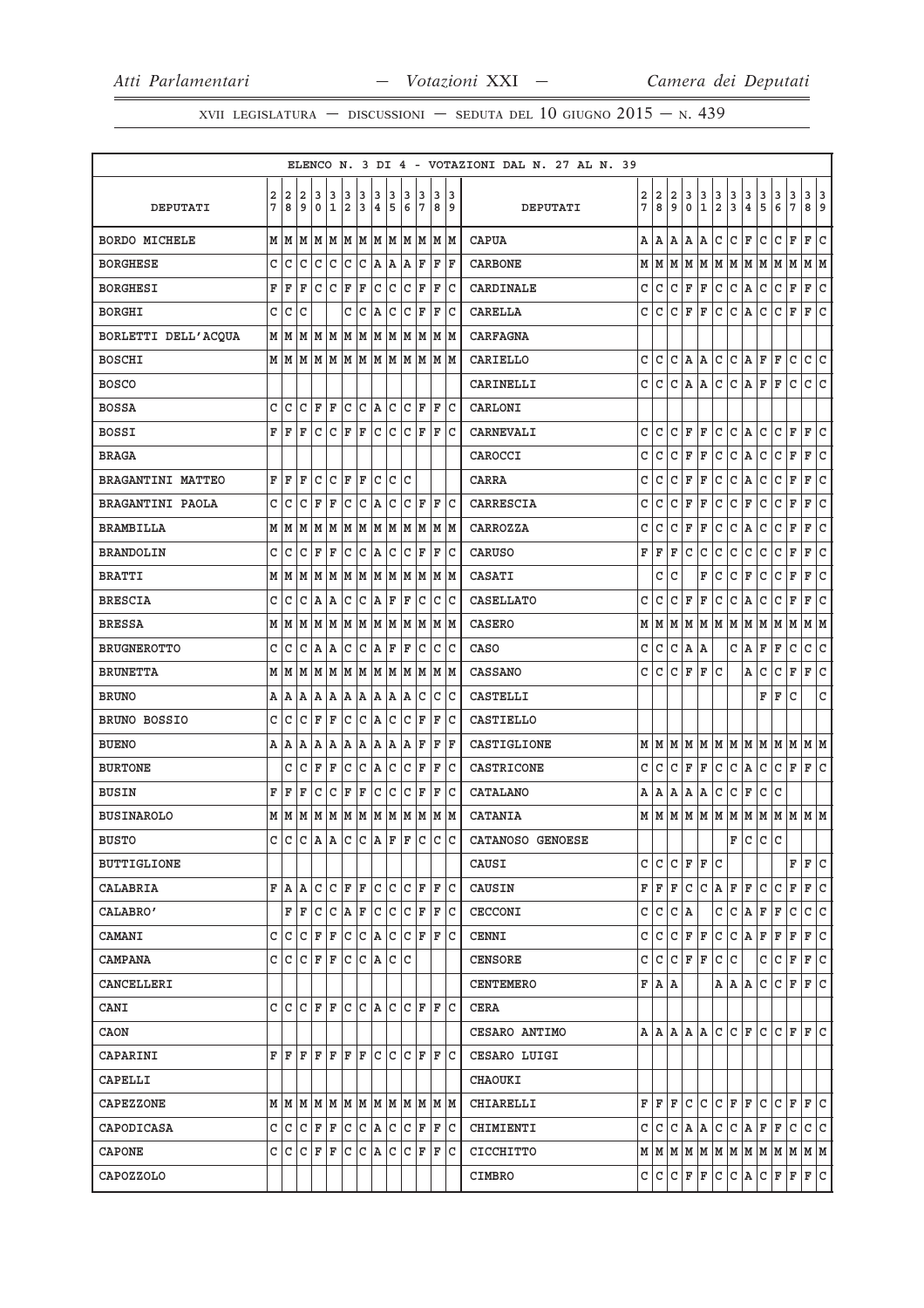ELENCO N. 3 DI 4 - VOTAZIONI DAL N. 27 AL N. 39

| DEPUTATI | 27 | 28 | 29 | 30 | 31 | 32 | 33 | 34 | 35 | 36 | 37 | 38 | 39 | DEPUTATI | 27 | 28 | 29 | 30 | 31 | 32 | 33 | 34 | 35 | 36 | 37 | 38 | 39 |
|---|---|---|---|---|---|---|---|---|---|---|---|---|---|---|---|---|---|---|---|---|---|---|---|---|---|---|---|
| BORDO MICHELE | M | M | M | M | M | M | M | M | M | M | M | M | M | CAPUA | A | A | A | A | A | C | C | F | C | C | F | F | C |
| BORGHESE | C | C | C | C | C | C | C | A | A | A | F | F | F | CARBONE | M | M | M | M | M | M | M | M | M | M | M | M | M |
| BORGHESI | F | F | F | C | C | F | F | C | C | C | F | F | C | CARDINALE | C | C | C | F | F | C | C | A | C | C | F | F | C |
| BORGHI | C | C | C | | | C | C | A | C | C | F | F | C | CARELLA | C | C | C | F | F | C | C | A | C | C | F | F | C |
| BORLETTI DELL'ACQUA | M | M | M | M | M | M | M | M | M | M | M | M | M | CARFAGNA | | | | | | | | | | | | | |
| BOSCHI | M | M | M | M | M | M | M | M | M | M | M | M | M | CARIELLO | C | C | C | A | A | C | C | A | F | F | C | C | C |
| BOSCO | | | | | | | | | | | | | | CARINELLI | C | C | C | A | A | C | C | A | F | F | C | C | C |
| BOSSA | C | C | C | F | F | C | C | A | C | C | F | F | C | CARLONI | | | | | | | | | | | | | |
| BOSSI | F | F | F | C | C | F | F | C | C | C | F | F | C | CARNEVALI | C | C | C | F | F | C | C | A | C | C | F | F | C |
| BRAGA | | | | | | | | | | | | | | CAROCCI | C | C | C | F | F | C | C | A | C | C | F | F | C |
| BRAGANTINI MATTEO | F | F | F | C | C | F | F | C | C | C | | | | CARRA | C | C | C | F | F | C | C | A | C | C | F | F | C |
| BRAGANTINI PAOLA | C | C | C | F | F | C | C | A | C | C | F | F | C | CARRESCIA | C | C | C | F | F | C | C | F | C | C | F | F | C |
| BRAMBILLA | M | M | M | M | M | M | M | M | M | M | M | M | M | CARROZZA | C | C | C | F | F | C | C | A | C | C | F | F | C |
| BRANDOLIN | C | C | C | F | F | C | C | A | C | C | F | F | C | CARUSO | F | F | F | C | C | C | C | C | C | C | F | F | C |
| BRATTI | M | M | M | M | M | M | M | M | M | M | M | M | M | CASATI | | C | C | | F | C | C | F | C | C | F | F | C |
| BRESCIA | C | C | C | A | A | C | C | A | F | F | C | C | C | CASELLATO | C | C | C | F | F | C | C | A | C | C | F | F | C |
| BRESSA | M | M | M | M | M | M | M | M | M | M | M | M | M | CASERO | M | M | M | M | M | M | M | M | M | M | M | M | M |
| BRUGNEROTTO | C | C | C | A | A | C | C | A | F | F | C | C | C | CASO | C | C | C | A | A | | C | A | F | F | C | C | C |
| BRUNETTA | M | M | M | M | M | M | M | M | M | M | M | M | M | CASSANO | C | C | C | F | F | C | | A | C | C | F | F | C |
| BRUNO | A | A | A | A | A | A | A | A | A | A | C | C | C | CASTELLI | | | | | | | | | F | F | C | | C |
| BRUNO BOSSIO | C | C | C | F | F | C | C | A | C | C | F | F | C | CASTIELLO | | | | | | | | | | | | | |
| BUENO | A | A | A | A | A | A | A | A | A | A | F | F | F | CASTIGLIONE | M | M | M | M | M | M | M | M | M | M | M | M | M |
| BURTONE | | C | C | F | F | C | C | A | C | C | F | F | C | CASTRICONE | C | C | C | F | F | C | C | A | C | C | F | F | C |
| BUSIN | F | F | F | C | C | F | F | C | C | C | F | F | C | CATALANO | A | A | A | A | A | C | C | F | C | C | | | |
| BUSINAROLO | M | M | M | M | M | M | M | M | M | M | M | M | M | CATANIA | M | M | M | M | M | M | M | M | M | M | M | M | M |
| BUSTO | C | C | C | A | A | C | C | A | F | F | C | C | C | CATANOSO GENOESE | | | | | | | F | C | C | C | | | |
| BUTTIGLIONE | | | | | | | | | | | | | | CAUSI | C | C | C | F | F | C | | | | | F | F | C |
| CALABRIA | F | A | A | C | C | F | F | C | C | C | F | F | C | CAUSIN | F | F | F | C | C | A | F | F | C | C | F | F | C |
| CALABRO' | | F | F | C | C | A | F | C | C | C | F | F | C | CECCONI | C | C | C | A | | C | C | A | F | F | C | C | C |
| CAMANI | C | C | C | F | F | C | C | A | C | C | F | F | C | CENNI | C | C | C | F | F | C | C | A | F | F | F | F | C |
| CAMPANA | C | C | C | F | F | C | C | A | C | C | | | | CENSORE | C | C | C | F | F | C | C | | C | C | F | F | C |
| CANCELLERI | | | | | | | | | | | | | | CENTEMERO | F | A | A | | | A | A | A | C | C | F | F | C |
| CANI | C | C | C | F | F | C | C | A | C | C | F | F | C | CERA | | | | | | | | | | | | | |
| CAON | | | | | | | | | | | | | | CESARO ANTIMO | A | A | A | A | A | C | C | F | C | C | F | F | C |
| CAPARINI | F | F | F | F | F | F | F | C | C | C | F | F | C | CESARO LUIGI | | | | | | | | | | | | | |
| CAPELLI | | | | | | | | | | | | | | CHAOUKI | | | | | | | | | | | | | |
| CAPEZZONE | M | M | M | M | M | M | M | M | M | M | M | M | M | CHIARELLI | F | F | F | C | C | C | F | F | C | C | F | F | C |
| CAPODICASA | C | C | C | F | F | C | C | A | C | C | F | F | C | CHIMIENTI | C | C | C | A | A | C | C | A | F | F | C | C | C |
| CAPONE | C | C | C | F | F | C | C | A | C | C | F | F | C | CICCHITTO | M | M | M | M | M | M | M | M | M | M | M | M | M |
| CAPOZZOLO | | | | | | | | | | | | | | CIMBRO | C | C | C | F | F | C | C | A | C | F | F | F | C |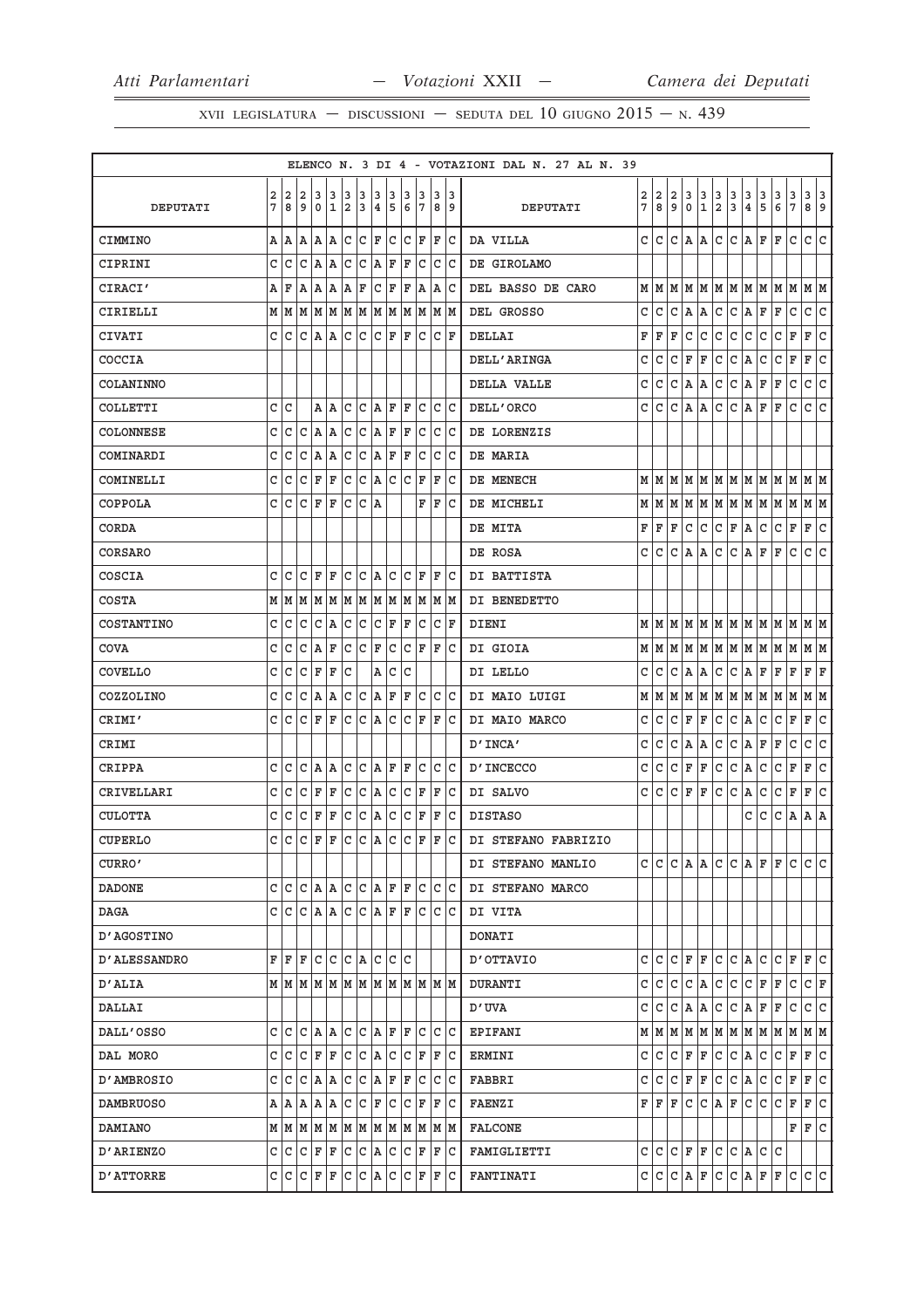ELENCO N. 3 DI 4 - VOTAZIONI DAL N. 27 AL N. 39

| DEPUTATI | 27 | 28 | 29 | 30 | 31 | 32 | 33 | 34 | 35 | 36 | 37 | 38 | 39 | DEPUTATI | 27 | 28 | 29 | 30 | 31 | 32 | 33 | 34 | 35 | 36 | 37 | 38 | 39 |
|---|---|---|---|---|---|---|---|---|---|---|---|---|---|---|---|---|---|---|---|---|---|---|---|---|---|---|---|
| CIMMINO | A | A | A | A | A | C | C | F | C | C | F | F | C | DA VILLA | C | C | C | A | A | C | C | A | F | F | C | C | C |
| CIPRINI | C | C | C | A | A | C | C | A | F | F | C | C | C | DE GIROLAMO | | | | | | | | | | | | | |
| CIRACI' | A | F | A | A | A | A | F | C | F | F | A | A | C | DEL BASSO DE CARO | M | M | M | M | M | M | M | M | M | M | M | M | M |
| CIRIELLI | M | M | M | M | M | M | M | M | M | M | M | M | M | DEL GROSSO | C | C | C | A | A | C | C | A | F | F | C | C | C |
| CIVATI | C | C | C | A | A | C | C | C | F | F | C | C | F | DELLAI | F | F | F | C | C | C | C | C | C | C | F | F | C |
| COCCIA | | | | | | | | | | | | | | DELL'ARINGA | C | C | C | F | F | C | C | A | C | C | F | F | C |
| COLANINNO | | | | | | | | | | | | | | DELLA VALLE | C | C | C | A | A | C | C | A | F | F | C | C | C |
| COLLETTI | C | C | | A | A | C | C | A | F | F | C | C | C | DELL'ORCO | C | C | C | A | A | C | C | A | F | F | C | C | C |
| COLONNESE | C | C | C | A | A | C | C | A | F | F | C | C | C | DE LORENZIS | | | | | | | | | | | | | |
| COMINARDI | C | C | C | A | A | C | C | A | F | F | C | C | C | DE MARIA | | | | | | | | | | | | | |
| COMINELLI | C | C | C | F | F | C | C | A | C | C | F | F | C | DE MENECH | M | M | M | M | M | M | M | M | M | M | M | M | M |
| COPPOLA | C | C | C | F | F | C | C | A | | | F | F | C | DE MICHELI | M | M | M | M | M | M | M | M | M | M | M | M | M |
| CORDA | | | | | | | | | | | | | | DE MITA | F | F | F | C | C | C | F | A | C | C | F | F | C |
| CORSARO | | | | | | | | | | | | | | DE ROSA | C | C | C | A | A | C | C | A | F | F | C | C | C |
| COSCIA | C | C | C | F | F | C | C | A | C | C | F | F | C | DI BATTISTA | | | | | | | | | | | | | |
| COSTA | M | M | M | M | M | M | M | M | M | M | M | M | M | DI BENEDETTO | | | | | | | | | | | | | |
| COSTANTINO | C | C | C | C | A | C | C | C | F | F | C | C | F | DIENI | M | M | M | M | M | M | M | M | M | M | M | M | M |
| COVA | C | C | C | A | F | C | C | F | C | C | F | F | C | DI GIOIA | M | M | M | M | M | M | M | M | M | M | M | M | M |
| COVELLO | C | C | C | F | F | C | | A | C | C | | | | DI LELLO | C | C | C | A | A | C | C | A | F | F | F | F | F |
| COZZOLINO | C | C | C | A | A | C | C | A | F | F | C | C | C | DI MAIO LUIGI | M | M | M | M | M | M | M | M | M | M | M | M | M |
| CRIMI' | C | C | C | F | F | C | C | A | C | C | F | F | C | DI MAIO MARCO | C | C | C | F | F | C | C | A | C | C | F | F | C |
| CRIMI | | | | | | | | | | | | | | D'INCA' | C | C | C | A | A | C | C | A | F | F | C | C | C |
| CRIPPA | C | C | C | A | A | C | C | A | F | F | C | C | C | D'INCECCO | C | C | C | F | F | C | C | A | C | C | F | F | C |
| CRIVELLARI | C | C | C | F | F | C | C | A | C | C | F | F | C | DI SALVO | C | C | C | F | F | C | C | A | C | C | F | F | C |
| CULOTTA | C | C | C | F | F | C | C | A | C | C | F | F | C | DISTASO | | | | | | | | C | C | C | A | A | A |
| CUPERLO | C | C | C | F | F | C | C | A | C | C | F | F | C | DI STEFANO FABRIZIO | | | | | | | | | | | | | |
| CURRO' | | | | | | | | | | | | | | DI STEFANO MANLIO | C | C | C | A | A | C | C | A | F | F | C | C | C |
| DADONE | C | C | C | A | A | C | C | A | F | F | C | C | C | DI STEFANO MARCO | | | | | | | | | | | | | |
| DAGA | C | C | C | A | A | C | C | A | F | F | C | C | C | DI VITA | | | | | | | | | | | | | |
| D'AGOSTINO | | | | | | | | | | | | | | DONATI | | | | | | | | | | | | | |
| D'ALESSANDRO | F | F | F | C | C | C | A | C | C | C | | | | D'OTTAVIO | C | C | C | F | F | C | C | A | C | C | F | F | C |
| D'ALIA | M | M | M | M | M | M | M | M | M | M | M | M | M | DURANTI | C | C | C | C | A | C | C | C | F | F | C | C | F |
| DALLAI | | | | | | | | | | | | | | D'UVA | C | C | C | A | A | C | C | A | F | F | C | C | C |
| DALL'OSSO | C | C | C | A | A | C | C | A | F | F | C | C | C | EPIFANI | M | M | M | M | M | M | M | M | M | M | M | M | M |
| DAL MORO | C | C | C | F | F | C | C | A | C | C | F | F | C | ERMINI | C | C | C | F | F | C | C | A | C | C | F | F | C |
| D'AMBROSIO | C | C | C | A | A | C | C | A | F | F | C | C | C | FABBRI | C | C | C | F | F | C | C | A | C | C | F | F | C |
| DAMBRUOSO | A | A | A | A | A | C | C | F | C | C | F | F | C | FAENZI | F | F | F | C | C | A | F | C | C | C | F | F | C |
| DAMIANO | M | M | M | M | M | M | M | M | M | M | M | M | M | FALCONE | | | | | | | | | | | F | F | C |
| D'ARIENZO | C | C | C | F | F | C | C | A | C | C | F | F | C | FAMIGLIETTI | C | C | C | F | F | C | C | A | C | C | | | |
| D'ATTORRE | C | C | C | F | F | C | C | A | C | C | F | F | C | FANTINATI | C | C | C | A | F | C | C | A | F | F | C | C | C |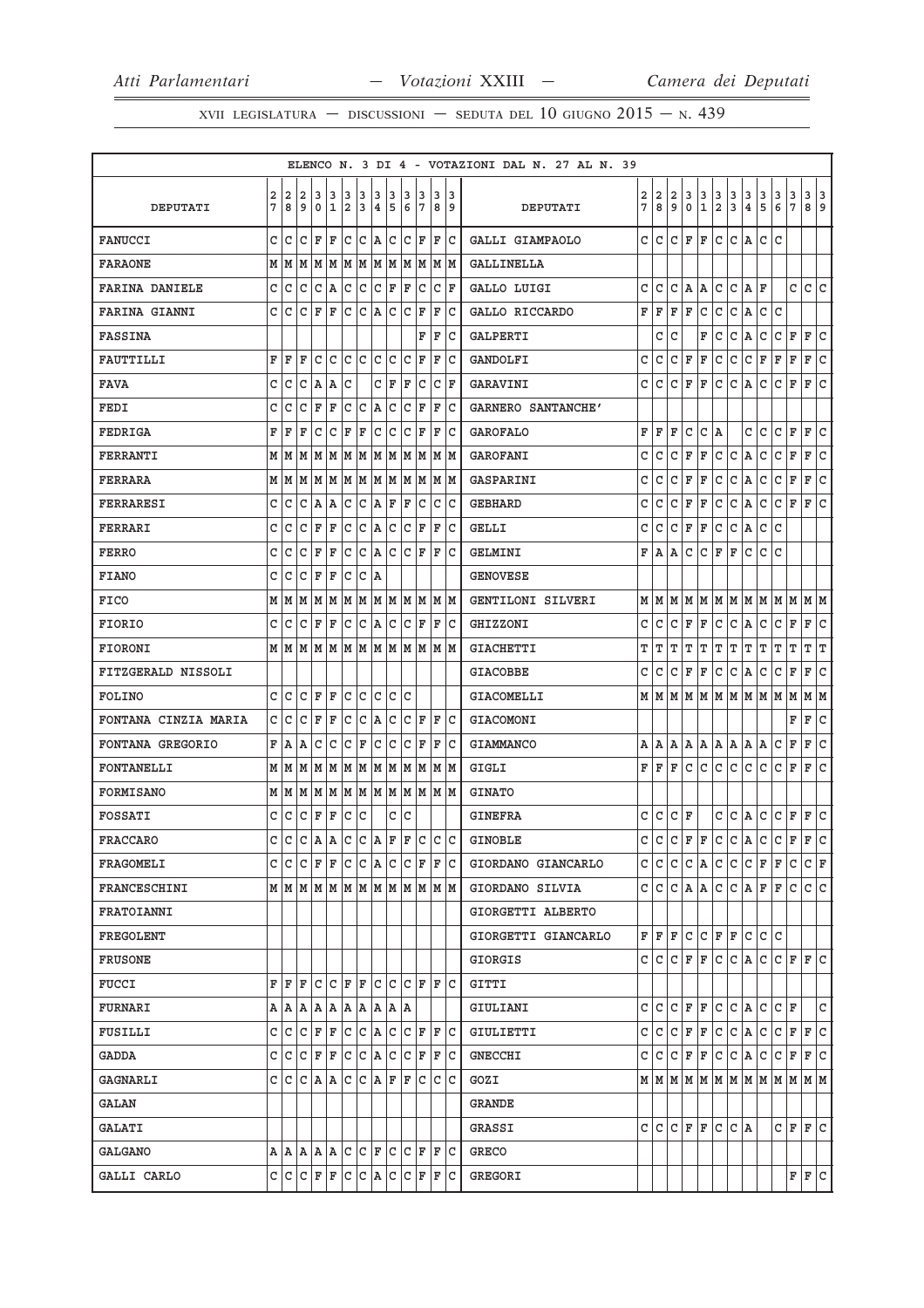XVII LEGISLATURA — DISCUSSIONI — SEDUTA DEL 10 GIUGNO 2015 — N. 439

ELENCO N. 3 DI 4 - VOTAZIONI DAL N. 27 AL N. 39

| DEPUTATI | 27 | 28 | 29 | 30 | 31 | 32 | 33 | 34 | 35 | 36 | 37 | 38 | 39 | DEPUTATI | 27 | 28 | 29 | 30 | 31 | 32 | 33 | 34 | 35 | 36 | 37 | 38 | 39 |
|---|---|---|---|---|---|---|---|---|---|---|---|---|---|---|---|---|---|---|---|---|---|---|---|---|---|---|---|
| FANUCCI | C | C | C | F | F | C | C | A | C | C | F | F | C | GALLI GIAMPAOLO | C | C | C | F | F | C | C | A | C | C | | | |
| FARAONE | M | M | M | M | M | M | M | M | M | M | M | M | M | GALLINELLA | | | | | | | | | | | | | |
| FARINA DANIELE | C | C | C | C | A | C | C | C | F | F | C | C | F | GALLO LUIGI | C | C | C | A | A | C | C | A | F | | C | C | C |
| FARINA GIANNI | C | C | C | F | F | C | C | A | C | C | F | F | C | GALLO RICCARDO | F | F | F | F | C | C | C | A | C | C | | | |
| FASSINA | | | | | | | | | | | F | F | C | GALPERTI | | C | C | | F | C | C | A | C | C | F | F | C |
| FAUTTILLI | F | F | F | C | C | C | C | C | C | C | F | F | C | GANDOLFI | C | C | C | F | F | C | C | C | F | F | F | F | C |
| FAVA | C | C | C | A | A | C | | C | F | F | C | C | F | GARAVINI | C | C | C | F | F | C | C | A | C | C | F | F | C |
| FEDI | C | C | C | F | F | C | C | A | C | C | F | F | C | GARNERO SANTANCHE' | | | | | | | | | | | | | |
| FEDRIGA | F | F | F | C | C | F | F | C | C | C | F | F | C | GAROFALO | F | F | F | C | C | A | | C | C | C | F | F | C |
| FERRANTI | M | M | M | M | M | M | M | M | M | M | M | M | M | GAROFANI | C | C | C | F | F | C | C | A | C | C | F | F | C |
| FERRARA | M | M | M | M | M | M | M | M | M | M | M | M | M | GASPARINI | C | C | C | F | F | C | C | A | C | C | F | F | C |
| FERRARESI | C | C | C | A | A | C | C | A | F | F | C | C | C | GEBHARD | C | C | C | F | F | C | C | A | C | C | F | F | C |
| FERRARI | C | C | C | F | F | C | C | A | C | C | F | F | C | GELLI | C | C | C | F | F | C | C | A | C | C | | | |
| FERRO | C | C | C | F | F | C | C | A | C | C | F | F | C | GELMINI | F | A | A | C | C | F | F | C | C | C | | | |
| FIANO | C | C | C | F | F | C | C | A | | | | | | GENOVESE | | | | | | | | | | | | | |
| FICO | M | M | M | M | M | M | M | M | M | M | M | M | M | GENTILONI SILVERI | M | M | M | M | M | M | M | M | M | M | M | M | M |
| FIORIO | C | C | C | F | F | C | C | A | C | C | F | F | C | GHIZZONI | C | C | C | F | F | C | C | A | C | C | F | F | C |
| FIORONI | M | M | M | M | M | M | M | M | M | M | M | M | M | GIACHETTI | T | T | T | T | T | T | T | T | T | T | T | T | T |
| FITZGERALD NISSOLI | | | | | | | | | | | | | | GIACOBBE | C | C | C | F | F | C | C | A | C | C | F | F | C |
| FOLINO | C | C | C | F | F | C | C | C | C | C | | | | GIACOMELLI | M | M | M | M | M | M | M | M | M | M | M | M | M |
| FONTANA CINZIA MARIA | C | C | C | F | F | C | C | A | C | C | F | F | C | GIACOMONI | | | | | | | | | | | F | F | C |
| FONTANA GREGORIO | F | A | A | C | C | C | F | C | C | C | F | F | C | GIAMMANCO | A | A | A | A | A | A | A | A | A | C | F | F | C |
| FONTANELLI | M | M | M | M | M | M | M | M | M | M | M | M | M | GIGLI | F | F | F | C | C | C | C | C | C | C | F | F | C |
| FORMISANO | M | M | M | M | M | M | M | M | M | M | M | M | M | GINATO | | | | | | | | | | | | | |
| FOSSATI | C | C | C | F | F | C | C | | C | C | | | | GINEFRA | C | C | C | F | | C | C | A | C | C | F | F | C |
| FRACCARO | C | C | C | A | A | C | C | A | F | F | C | C | C | GINOBLE | C | C | C | F | F | C | C | A | C | C | F | F | C |
| FRAGOMELI | C | C | C | F | F | C | C | A | C | C | F | F | C | GIORDANO GIANCARLO | C | C | C | C | A | C | C | C | F | F | C | C | F |
| FRANCESCHINI | M | M | M | M | M | M | M | M | M | M | M | M | M | GIORDANO SILVIA | C | C | C | A | A | C | C | A | F | F | C | C | C |
| FRATOIANNI | | | | | | | | | | | | | | GIORGETTI ALBERTO | | | | | | | | | | | | | |
| FREGOLENT | | | | | | | | | | | | | | GIORGETTI GIANCARLO | F | F | F | C | C | F | F | C | C | C | | | |
| FRUSONE | | | | | | | | | | | | | | GIORGIS | C | C | C | F | F | C | C | A | C | C | F | F | C |
| FUCCI | F | F | F | C | C | F | F | C | C | C | F | F | C | GITTI | | | | | | | | | | | | | |
| FURNARI | A | A | A | A | A | A | A | A | A | A | | | | GIULIANI | C | C | C | F | F | C | C | A | C | C | F | | C |
| FUSILLI | C | C | C | F | F | C | C | A | C | C | F | F | C | GIULIETTI | C | C | C | F | F | C | C | A | C | C | F | F | C |
| GADDA | C | C | C | F | F | C | C | A | C | C | F | F | C | GNECCHI | C | C | C | F | F | C | C | A | C | C | F | F | C |
| GAGNARLI | C | C | C | A | A | C | C | A | F | F | C | C | C | GOZI | M | M | M | M | M | M | M | M | M | M | M | M | M |
| GALAN | | | | | | | | | | | | | | GRANDE | | | | | | | | | | | | | |
| GALATI | | | | | | | | | | | | | | GRASSI | C | C | C | F | F | C | C | A | | C | F | F | C |
| GALGANO | A | A | A | A | A | C | C | F | C | C | F | F | C | GRECO | | | | | | | | | | | | | |
| GALLI CARLO | C | C | C | F | F | C | C | A | C | C | F | F | C | GREGORI | | | | | | | | | | | F | F | C |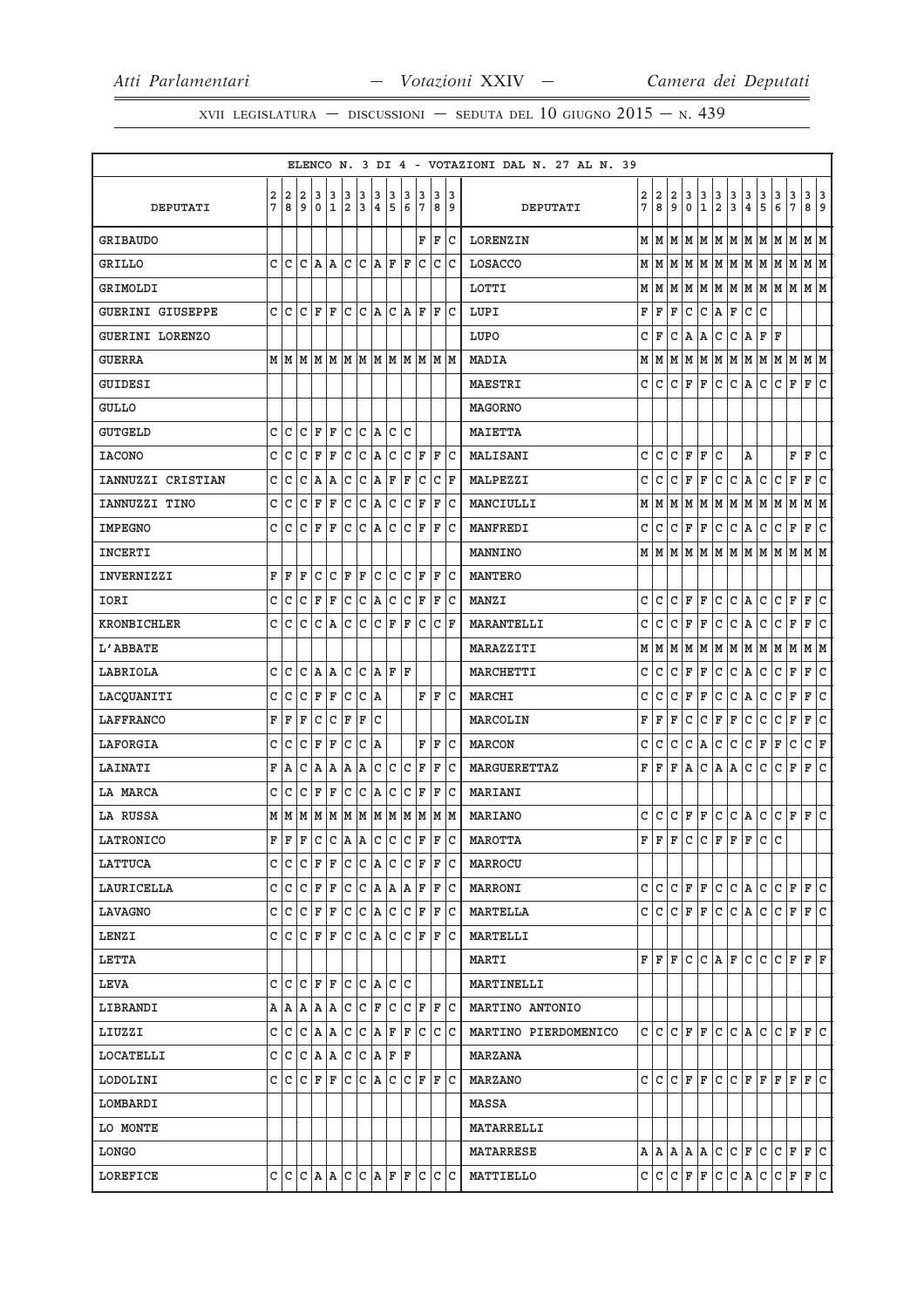ELENCO N. 3 DI 4 - VOTAZIONI DAL N. 27 AL N. 39

| DEPUTATI | 27 | 28 | 29 | 30 | 31 | 32 | 33 | 34 | 35 | 36 | 37 | 38 | 39 | DEPUTATI | 27 | 28 | 29 | 30 | 31 | 32 | 33 | 34 | 35 | 36 | 37 | 38 | 39 |
|---|---|---|---|---|---|---|---|---|---|---|---|---|---|---|---|---|---|---|---|---|---|---|---|---|---|---|---|
| GRIBAUDO | | | | | | | | | | | F | F | C | LORENZIN | M | M | M | M | M | M | M | M | M | M | M | M | M |
| GRILLO | C | C | C | A | A | C | C | A | F | F | C | C | C | LOSACCO | M | M | M | M | M | M | M | M | M | M | M | M | M |
| GRIMOLDI | | | | | | | | | | | | | | LOTTI | M | M | M | M | M | M | M | M | M | M | M | M | M |
| GUERINI GIUSEPPE | C | C | C | F | F | C | C | A | C | A | F | F | C | LUPI | F | F | F | C | C | A | F | C | C | | | | |
| GUERINI LORENZO | | | | | | | | | | | | | | LUPO | C | F | C | A | A | C | C | A | F | F | | | |
| GUERRA | M | M | M | M | M | M | M | M | M | M | M | M | M | MADIA | M | M | M | M | M | M | M | M | M | M | M | M | M |
| GUIDESI | | | | | | | | | | | | | | MAESTRI | C | C | C | F | F | C | C | A | C | C | F | F | C |
| GULLO | | | | | | | | | | | | | | MAGORNO | | | | | | | | | | | | | |
| GUTGELD | C | C | C | F | F | C | C | A | C | C | | | | MAIETTA | | | | | | | | | | | | | |
| IACONO | C | C | C | F | F | C | C | A | C | C | F | F | C | MALISANI | C | C | C | F | F | C | | A | | | F | F | C |
| IANNUZZI CRISTIAN | C | C | C | A | A | C | C | A | F | F | C | C | F | MALPEZZI | C | C | C | F | F | C | C | A | C | C | F | F | C |
| IANNUZZI TINO | C | C | C | F | F | C | C | A | C | C | F | F | C | MANCIULLI | M | M | M | M | M | M | M | M | M | M | M | M | M |
| IMPEGNO | C | C | C | F | F | C | C | A | C | C | F | F | C | MANFREDI | C | C | C | F | F | C | C | A | C | C | F | F | C |
| INCERTI | | | | | | | | | | | | | | MANNINO | M | M | M | M | M | M | M | M | M | M | M | M | M |
| INVERNIZZI | F | F | F | C | C | F | F | C | C | C | F | F | C | MANTERO | | | | | | | | | | | | | |
| IORI | C | C | C | F | F | C | C | A | C | C | F | F | C | MANZI | C | C | C | F | F | C | C | A | C | C | F | F | C |
| KRONBICHLER | C | C | C | C | A | C | C | C | F | F | C | C | F | MARANTELLI | C | C | C | F | F | C | C | A | C | C | F | F | C |
| L'ABBATE | | | | | | | | | | | | | | MARAZZITI | M | M | M | M | M | M | M | M | M | M | M | M | M |
| LABRIOLA | C | C | C | A | A | C | C | A | F | F | | | | MARCHETTI | C | C | C | F | F | C | C | A | C | C | F | F | C |
| LACQUANITI | C | C | C | F | F | C | C | A | | | F | F | C | MARCHI | C | C | C | F | F | C | C | A | C | C | F | F | C |
| LAFFRANCO | F | F | F | C | C | F | F | C | | | | | | MARCOLIN | F | F | F | C | C | F | F | C | C | C | F | F | C |
| LAFORGIA | C | C | C | F | F | C | C | A | | | F | F | C | MARCON | C | C | C | C | A | C | C | C | F | F | C | C | F |
| LAINATI | F | A | C | A | A | A | A | C | C | C | F | F | C | MARGUERETTAZ | F | F | F | A | C | A | A | C | C | C | F | F | C |
| LA MARCA | C | C | C | F | F | C | C | A | C | C | F | F | C | MARIANI | | | | | | | | | | | | | |
| LA RUSSA | M | M | M | M | M | M | M | M | M | M | M | M | M | MARIANO | C | C | C | F | F | C | C | A | C | C | F | F | C |
| LATRONICO | F | F | F | C | C | A | A | C | C | C | F | F | C | MAROTTA | F | F | F | C | C | F | F | F | C | C | | | |
| LATTUCA | C | C | C | F | F | C | C | A | C | C | F | F | C | MARROCU | | | | | | | | | | | | | |
| LAURICELLA | C | C | C | F | F | C | C | A | A | A | F | F | C | MARRONI | C | C | C | F | F | C | C | A | C | C | F | F | C |
| LAVAGNO | C | C | C | F | F | C | C | A | C | C | F | F | C | MARTELLA | C | C | C | F | F | C | C | A | C | C | F | F | C |
| LENZI | C | C | C | F | F | C | C | A | C | C | F | F | C | MARTELLI | | | | | | | | | | | | | |
| LETTA | | | | | | | | | | | | | | MARTI | F | F | F | C | C | A | F | C | C | C | F | F | F |
| LEVA | C | C | C | F | F | C | C | A | C | C | | | | MARTINELLI | | | | | | | | | | | | | |
| LIBRANDI | A | A | A | A | A | C | C | F | C | C | F | F | C | MARTINO ANTONIO | | | | | | | | | | | | | |
| LIUZZI | C | C | C | A | A | C | C | A | F | F | C | C | C | MARTINO PIERDOMENICO | C | C | C | F | F | C | C | A | C | C | F | F | C |
| LOCATELLI | C | C | C | A | A | C | C | A | F | F | | | | MARZANA | | | | | | | | | | | | | |
| LODOLINI | C | C | C | F | F | C | C | A | C | C | F | F | C | MARZANO | C | C | C | F | F | C | C | F | F | F | F | F | C |
| LOMBARDI | | | | | | | | | | | | | | MASSA | | | | | | | | | | | | | |
| LO MONTE | | | | | | | | | | | | | | MATARRELLI | | | | | | | | | | | | | |
| LONGO | | | | | | | | | | | | | | MATARRESE | A | A | A | A | A | C | C | F | C | C | F | F | C |
| LOREFICE | C | C | C | A | A | C | C | A | F | F | C | C | C | MATTIELLO | C | C | C | F | F | C | C | A | C | C | F | F | C |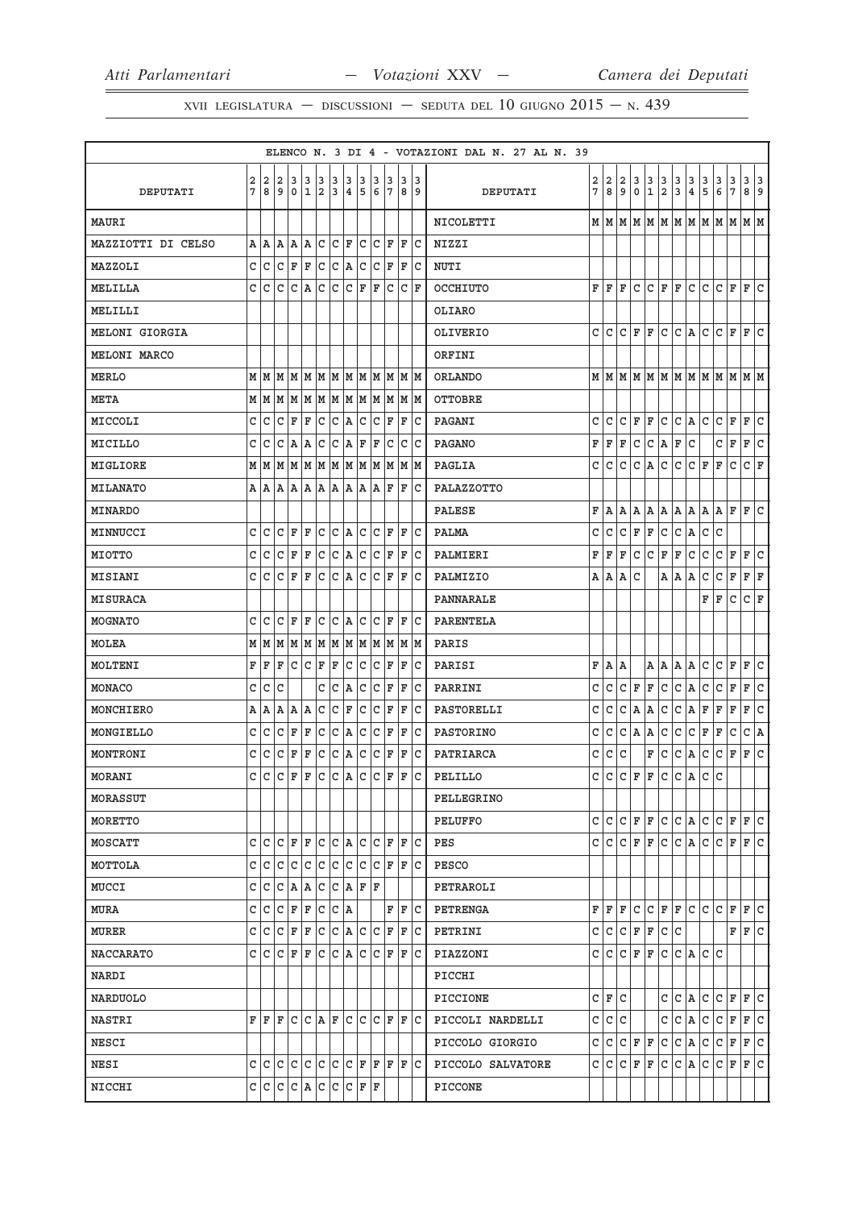ELENCO N. 3 DI 4 - VOTAZIONI DAL N. 27 AL N. 39

| DEPUTATI | 27 | 28 | 29 | 30 | 31 | 32 | 33 | 34 | 35 | 36 | 37 | 38 | 39 | DEPUTATI | 27 | 28 | 29 | 30 | 31 | 32 | 33 | 34 | 35 | 36 | 37 | 38 | 39 |
|---|---|---|---|---|---|---|---|---|---|---|---|---|---|---|---|---|---|---|---|---|---|---|---|---|---|---|---|
| MAURI | | | | | | | | | | | | | | NICOLETTI | M | M | M | M | M | M | M | M | M | M | M | M | M |
| MAZZIOTTI DI CELSO | A | A | A | A | A | C | C | F | C | C | F | F | C | NIZZI | | | | | | | | | | | | | |
| MAZZOLI | C | C | C | F | F | C | C | A | C | C | F | F | C | NUTI | | | | | | | | | | | | | |
| MELILLA | C | C | C | C | A | C | C | C | F | F | C | C | F | OCCHIUTO | F | F | F | C | C | F | F | C | C | C | F | F | C |
| MELILLI | | | | | | | | | | | | | | OLIARO | | | | | | | | | | | | | |
| MELONI GIORGIA | | | | | | | | | | | | | | OLIVERIO | C | C | C | F | F | C | C | A | C | C | F | F | C |
| MELONI MARCO | | | | | | | | | | | | | | ORFINI | | | | | | | | | | | | | |
| MERLO | M | M | M | M | M | M | M | M | M | M | M | M | M | ORLANDO | M | M | M | M | M | M | M | M | M | M | M | M | M |
| META | M | M | M | M | M | M | M | M | M | M | M | M | M | OTTOBRE | | | | | | | | | | | | | |
| MICCOLI | C | C | C | F | F | C | C | A | C | C | F | F | C | PAGANI | C | C | C | F | F | C | C | A | C | C | F | F | C |
| MICILLO | C | C | C | A | A | C | C | A | F | F | C | C | C | PAGANO | F | F | F | C | C | A | F | C | | C | F | F | C |
| MIGLIORE | M | M | M | M | M | M | M | M | M | M | M | M | M | PAGLIA | C | C | C | C | A | C | C | C | F | F | C | C | F |
| MILANATO | A | A | A | A | A | A | A | A | A | A | F | F | C | PALAZZOTTO | | | | | | | | | | | | | |
| MINARDO | | | | | | | | | | | | | | PALESE | F | A | A | A | A | A | A | A | A | A | F | F | C |
| MINNUCCI | C | C | C | F | F | C | C | A | C | C | F | F | C | PALMA | C | C | C | F | F | C | C | A | C | C | | | |
| MIOTTO | C | C | C | F | F | C | C | A | C | C | F | F | C | PALMIERI | F | F | F | C | C | F | F | C | C | C | F | F | C |
| MISIANI | C | C | C | F | F | C | C | A | C | C | F | F | C | PALMIZIO | A | A | A | C | | A | A | A | C | C | F | F | F |
| MISURACA | | | | | | | | | | | | | | PANNARALE | | | | | | | | | F | F | C | C | F |
| MOGNATO | C | C | C | F | F | C | C | A | C | C | F | F | C | PARENTELA | | | | | | | | | | | | | |
| MOLEA | M | M | M | M | M | M | M | M | M | M | M | M | M | PARIS | | | | | | | | | | | | | |
| MOLTENI | F | F | F | C | C | F | F | C | C | C | F | F | C | PARISI | F | A | A | | A | A | A | A | C | C | F | F | C |
| MONACO | C | C | C | | | C | C | A | C | C | F | F | C | PARRINI | C | C | C | F | F | C | C | A | C | C | F | F | C |
| MONCHIERO | A | A | A | A | A | C | C | F | C | C | F | F | C | PASTORELLI | C | C | C | A | A | C | C | A | F | F | F | F | C |
| MONGIELLO | C | C | C | F | F | C | C | A | C | C | F | F | C | PASTORINO | C | C | C | A | A | C | C | C | F | F | C | C | A |
| MONTRONI | C | C | C | F | F | C | C | A | C | C | F | F | C | PATRIARCA | C | C | C | | F | C | C | A | C | C | F | F | C |
| MORANI | C | C | C | F | F | C | C | A | C | C | F | F | C | PELILLO | C | C | C | F | F | C | C | A | C | C | | | |
| MORASSUT | | | | | | | | | | | | | | PELLEGRINO | | | | | | | | | | | | | |
| MORETTO | | | | | | | | | | | | | | PELUFFO | C | C | C | F | F | C | C | A | C | C | F | F | C |
| MOSCATT | C | C | C | F | F | C | C | A | C | C | F | F | C | PES | C | C | C | F | F | C | C | A | C | C | F | F | C |
| MOTTOLA | C | C | C | C | C | C | C | C | C | C | F | F | C | PESCO | | | | | | | | | | | | | |
| MUCCI | C | C | C | A | A | C | C | A | F | F | | | | PETRAROLI | | | | | | | | | | | | | |
| MURA | C | C | C | F | F | C | C | A | | | F | F | C | PETRENGA | F | F | F | C | C | F | F | C | C | C | F | F | C |
| MURER | C | C | C | F | F | C | C | A | C | C | F | F | C | PETRINI | C | C | C | F | F | C | C | | | | F | F | C |
| NACCARATO | C | C | C | F | F | C | C | A | C | C | F | F | C | PIAZZONI | C | C | C | F | F | C | C | A | C | C | | | |
| NARDI | | | | | | | | | | | | | | PICCHI | | | | | | | | | | | | | |
| NARDUOLO | | | | | | | | | | | | | | PICCIONE | C | F | C | | | C | C | A | C | C | F | F | C |
| NASTRI | F | F | F | C | C | A | F | C | C | C | F | F | C | PICCOLI NARDELLI | C | C | C | | | C | C | A | C | C | F | F | C |
| NESCI | | | | | | | | | | | | | | PICCOLO GIORGIO | C | C | C | F | F | C | C | A | C | C | F | F | C |
| NESI | C | C | C | C | C | C | C | C | F | F | F | F | C | PICCOLO SALVATORE | C | C | C | F | F | C | C | A | C | C | F | F | C |
| NICCHI | C | C | C | C | A | C | C | C | F | F | | | | PICCONE | | | | | | | | | | | | | |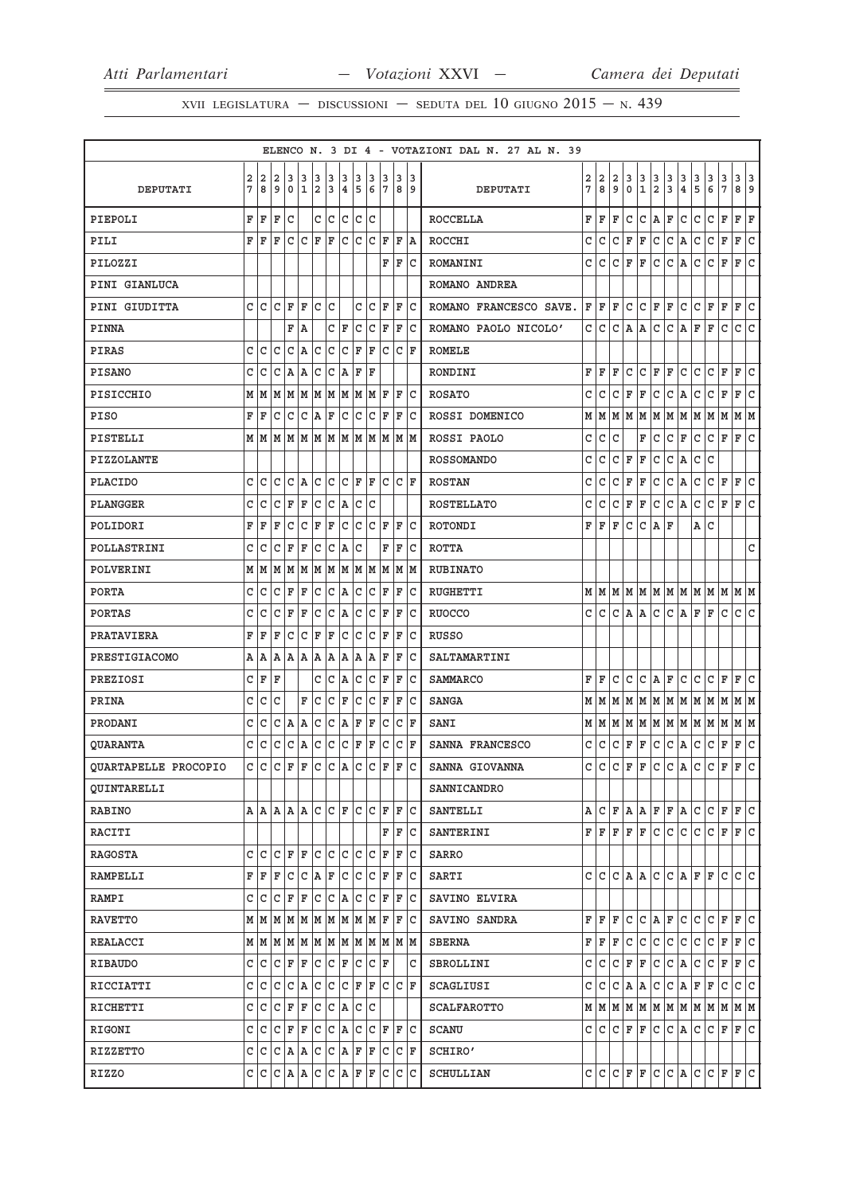ELENCO N. 3 DI 4 - VOTAZIONI DAL N. 27 AL N. 39

| DEPUTATI | 27 | 28 | 29 | 30 | 31 | 32 | 33 | 34 | 35 | 36 | 37 | 38 | 39 |
|---|---|---|---|---|---|---|---|---|---|---|---|---|---|
| PIEPOLI | F | F | F | C | | C | C | C | C | C | | | |
| PILI | F | F | F | C | C | F | F | C | C | C | F | F | A |
| PILOZZI | | | | | | | | | | | F | F | C |
| PINI GIANLUCA | | | | | | | | | | | | | |
| PINI GIUDITTA | C | C | C | F | F | C | C | | C | C | F | F | C |
| PINNA | | | | F | A | | C | F | C | C | F | F | C |
| PIRAS | C | C | C | C | A | C | C | C | F | F | C | C | F |
| PISANO | C | C | C | A | A | C | C | A | F | F | | | |
| PISICCHIO | M | M | M | M | M | M | M | M | M | M | F | F | C |
| PISO | F | F | C | C | C | A | F | C | C | C | F | F | C |
| PISTELLI | M | M | M | M | M | M | M | M | M | M | M | M | M |
| PIZZOLANTE | | | | | | | | | | | | | |
| PLACIDO | C | C | C | C | A | C | C | C | F | F | C | C | F |
| PLANGGER | C | C | C | F | F | C | C | A | C | C | | | |
| POLIDORI | F | F | F | C | C | F | F | C | C | C | F | F | C |
| POLLASTRINI | C | C | C | F | F | C | C | A | C | | F | F | C |
| POLVERINI | M | M | M | M | M | M | M | M | M | M | M | M | M |
| PORTA | C | C | C | F | F | C | C | A | C | C | F | F | C |
| PORTAS | C | C | C | F | F | C | C | A | C | C | F | F | C |
| PRATAVIERA | F | F | F | C | C | F | F | C | C | C | F | F | C |
| PRESTIGIACOMO | A | A | A | A | A | A | A | A | A | A | F | F | C |
| PREZIOSI | C | F | F | | | C | C | A | C | C | F | F | C |
| PRINA | C | C | C | | F | C | C | F | C | C | F | F | C |
| PRODANI | C | C | C | A | A | C | C | A | F | F | C | C | F |
| QUARANTA | C | C | C | C | A | C | C | C | F | F | C | C | F |
| QUARTAPELLE PROCOPIO | C | C | C | F | F | C | C | A | C | C | F | F | C |
| QUINTARELLI | | | | | | | | | | | | | |
| RABINO | A | A | A | A | A | C | C | F | C | C | F | F | C |
| RACITI | | | | | | | | | | | F | F | C |
| RAGOSTA | C | C | C | F | F | C | C | C | C | C | F | F | C |
| RAMPELLI | F | F | F | C | C | A | F | C | C | C | F | F | C |
| RAMPI | C | C | C | F | F | C | C | A | C | C | F | F | C |
| RAVETTO | M | M | M | M | M | M | M | M | M | M | F | F | C |
| REALACCI | M | M | M | M | M | M | M | M | M | M | M | M | M |
| RIBAUDO | C | C | C | F | F | C | C | F | C | C | F | | C |
| RICCIATTI | C | C | C | C | A | C | C | C | F | F | C | C | F |
| RICHETTI | C | C | C | F | F | C | C | A | C | C | | | |
| RIGONI | C | C | C | F | F | C | C | A | C | C | F | F | C |
| RIZZETTO | C | C | C | A | A | C | C | A | F | F | C | C | F |
| RIZZO | C | C | C | A | A | C | C | A | F | F | C | C | C |
| ROCCELLA | F | F | F | C | C | A | F | C | C | C | F | F | F |
| ROCCHI | C | C | C | F | F | C | C | A | C | C | F | F | C |
| ROMANINI | C | C | C | F | F | C | C | A | C | C | F | F | C |
| ROMANO ANDREA | | | | | | | | | | | | | |
| ROMANO FRANCESCO SAVE. | F | F | F | C | C | F | F | C | C | F | F | F | C |
| ROMANO PAOLO NICOLO' | C | C | C | A | A | C | C | A | F | F | C | C | C |
| ROMELE | | | | | | | | | | | | | |
| RONDINI | F | F | F | C | C | F | F | C | C | C | F | F | C |
| ROSATO | C | C | C | F | F | C | C | A | C | C | F | F | C |
| ROSSI DOMENICO | M | M | M | M | M | M | M | M | M | M | M | M | M |
| ROSSI PAOLO | C | C | C | | F | C | C | F | C | C | F | F | C |
| ROSSOMANDO | C | C | C | F | F | C | C | A | C | C | | | |
| ROSTAN | C | C | C | F | F | C | C | A | C | C | F | F | C |
| ROSTELLATO | C | C | C | F | F | C | C | A | C | C | F | F | C |
| ROTONDI | F | F | F | C | C | A | F | | A | C | | | |
| ROTTA | | | | | | | | | | | | | C |
| RUBINATO | | | | | | | | | | | | | |
| RUGHETTI | M | M | M | M | M | M | M | M | M | M | M | M | M |
| RUOCCO | C | C | C | A | A | C | C | A | F | F | C | C | C |
| RUSSO | | | | | | | | | | | | | |
| SALTAMARTINI | | | | | | | | | | | | | |
| SAMMARCO | F | F | C | C | C | A | F | C | C | C | F | F | C |
| SANGA | M | M | M | M | M | M | M | M | M | M | M | M | M |
| SANI | M | M | M | M | M | M | M | M | M | M | M | M | M |
| SANNA FRANCESCO | C | C | C | F | F | C | C | A | C | C | F | F | C |
| SANNA GIOVANNA | C | C | C | F | F | C | C | A | C | C | F | F | C |
| SANNICANDRO | | | | | | | | | | | | | |
| SANTELLI | A | C | F | A | A | F | F | A | C | C | F | F | C |
| SANTERINI | F | F | F | F | F | C | C | C | C | C | F | F | C |
| SARRO | | | | | | | | | | | | | |
| SARTI | C | C | C | A | A | C | C | A | F | F | C | C | C |
| SAVINO ELVIRA | | | | | | | | | | | | | |
| SAVINO SANDRA | F | F | F | C | C | A | F | C | C | C | F | F | C |
| SBERNA | F | F | F | C | C | C | C | C | C | C | F | F | C |
| SBROLLINI | C | C | C | F | F | C | C | A | C | C | F | F | C |
| SCAGLIUSI | C | C | C | A | A | C | C | A | F | F | C | C | C |
| SCALFAROTTO | M | M | M | M | M | M | M | M | M | M | M | M | M |
| SCANU | C | C | C | F | F | C | C | A | C | C | F | F | C |
| SCHIRO' | | | | | | | | | | | | | |
| SCHULLIAN | C | C | C | F | F | C | C | A | C | C | F | F | C |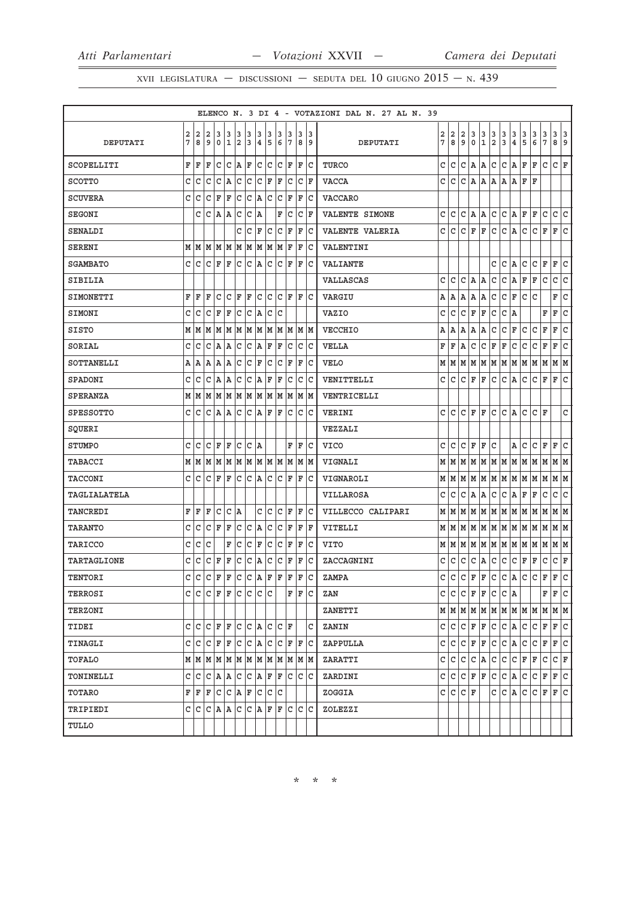| ELENCO N. 3 DI 4 - VOTAZIONI DAL N. 27 AL N. 39 | | | | | | | | | | | | | | | | | | | | | | | | | | | |
|---|---|---|---|---|---|---|---|---|---|---|---|---|---|---|---|---|---|---|---|---|---|---|---|---|---|---|---|
| DEPUTATI | 27 | 28 | 29 | 30 | 31 | 32 | 33 | 34 | 35 | 36 | 37 | 38 | 39 | DEPUTATI | 27 | 28 | 29 | 30 | 31 | 32 | 33 | 34 | 35 | 36 | 37 | 38 | 39 |
| SCOPELLITI | F | F | F | C | C | A | F | C | C | C | F | F | C | TURCO | C | C | C | A | A | C | C | A | F | F | C | C | F |
| SCOTTO | C | C | C | C | A | C | C | C | F | F | C | C | F | VACCA | C | C | C | A | A | A | A | A | F | F | | | |
| SCUVERA | C | C | C | F | F | C | C | A | C | C | F | F | C | VACCARO | | | | | | | | | | | | | |
| SEGONI | | C | C | A | A | C | C | A | | F | C | C | F | VALENTE SIMONE | C | C | C | A | A | C | C | A | F | F | C | C | C |
| SENALDI | | | | | | C | C | F | C | C | F | F | C | VALENTE VALERIA | C | C | C | F | F | C | C | A | C | C | F | F | C |
| SERENI | M | M | M | M | M | M | M | M | M | M | F | F | C | VALENTINI | | | | | | | | | | | | | |
| SGAMBATO | C | C | C | F | F | C | C | A | C | C | F | F | C | VALIANTE | | | | | | C | C | A | C | C | F | F | C |
| SIBILIA | | | | | | | | | | | | | | VALLASCAS | C | C | C | A | A | C | C | A | F | F | C | C | C |
| SIMONETTI | F | F | F | C | C | F | F | C | C | C | F | F | C | VARGIU | A | A | A | A | A | C | C | F | C | C | | F | C |
| SIMONI | C | C | C | F | F | C | C | A | C | C | | | | VAZIO | C | C | C | F | F | C | C | A | | | F | F | C |
| SISTO | M | M | M | M | M | M | M | M | M | M | M | M | M | VECCHIO | A | A | A | A | A | C | C | F | C | C | F | F | C |
| SORIAL | C | C | C | A | A | C | C | A | F | F | C | C | C | VELLA | F | F | A | C | C | F | F | C | C | C | F | F | C |
| SOTTANELLI | A | A | A | A | A | C | C | F | C | C | F | F | C | VELO | M | M | M | M | M | M | M | M | M | M | M | M | M |
| SPADONI | C | C | C | A | A | C | C | A | F | F | C | C | C | VENITTELLI | C | C | C | F | F | C | C | A | C | C | F | F | C |
| SPERANZA | M | M | M | M | M | M | M | M | M | M | M | M | M | VENTRICELLI | | | | | | | | | | | | | |
| SPESSOTTO | C | C | C | A | A | C | C | A | F | F | C | C | C | VERINI | C | C | C | F | F | C | C | A | C | C | F | | C |
| SQUERI | | | | | | | | | | | | | | VEZZALI | | | | | | | | | | | | | |
| STUMPO | C | C | C | F | F | C | C | A | | | F | F | C | VICO | C | C | C | F | F | C | | A | C | C | F | F | C |
| TABACCI | M | M | M | M | M | M | M | M | M | M | M | M | M | VIGNALI | M | M | M | M | M | M | M | M | M | M | M | M | M |
| TACCONI | C | C | C | F | F | C | C | A | C | C | F | F | C | VIGNAROLI | M | M | M | M | M | M | M | M | M | M | M | M | M |
| TAGLIALATELA | | | | | | | | | | | | | | VILLAROSA | C | C | C | A | A | C | C | A | F | F | C | C | C |
| TANCREDI | F | F | F | C | C | A | | C | C | C | F | F | C | VILLECCO CALIPARI | M | M | M | M | M | M | M | M | M | M | M | M | M |
| TARANTO | C | C | C | F | F | C | C | A | C | C | F | F | F | VITELLI | M | M | M | M | M | M | M | M | M | M | M | M | M |
| TARICCO | C | C | C | | F | C | C | F | C | C | F | F | C | VITO | M | M | M | M | M | M | M | M | M | M | M | M | M |
| TARTAGLIONE | C | C | C | F | F | C | C | A | C | C | F | F | C | ZACCAGNINI | C | C | C | C | A | C | C | C | F | F | C | C | F |
| TENTORI | C | C | C | F | F | C | C | A | F | F | F | F | C | ZAMPA | C | C | C | F | F | C | C | A | C | C | F | F | C |
| TERROSI | C | C | C | F | F | C | C | C | C | | F | F | C | ZAN | C | C | C | F | F | C | C | A | | | F | F | C |
| TERZONI | | | | | | | | | | | | | | ZANETTI | M | M | M | M | M | M | M | M | M | M | M | M | M |
| TIDEI | C | C | C | F | F | C | C | A | C | C | F | | C | ZANIN | C | C | C | F | F | C | C | A | C | C | F | F | C |
| TINAGLI | C | C | C | F | F | C | C | A | C | C | F | F | C | ZAPPULLA | C | C | C | F | F | C | C | A | C | C | F | F | C |
| TOFALO | M | M | M | M | M | M | M | M | M | M | M | M | M | ZARATTI | C | C | C | C | A | C | C | C | F | F | C | C | F |
| TONINELLI | C | C | C | A | A | C | C | A | F | F | C | C | C | ZARDINI | C | C | C | F | F | C | C | A | C | C | F | F | C |
| TOTARO | F | F | F | C | C | A | F | C | C | C | | | | ZOGGIA | C | C | C | F | | C | C | A | C | C | F | F | C |
| TRIPIEDI | C | C | C | A | A | C | C | A | F | F | C | C | C | ZOLEZZI | | | | | | | | | | | | | |
| TULLO | | | | | | | | | | | | | | | | | | | | | | | | | | | |

* * *